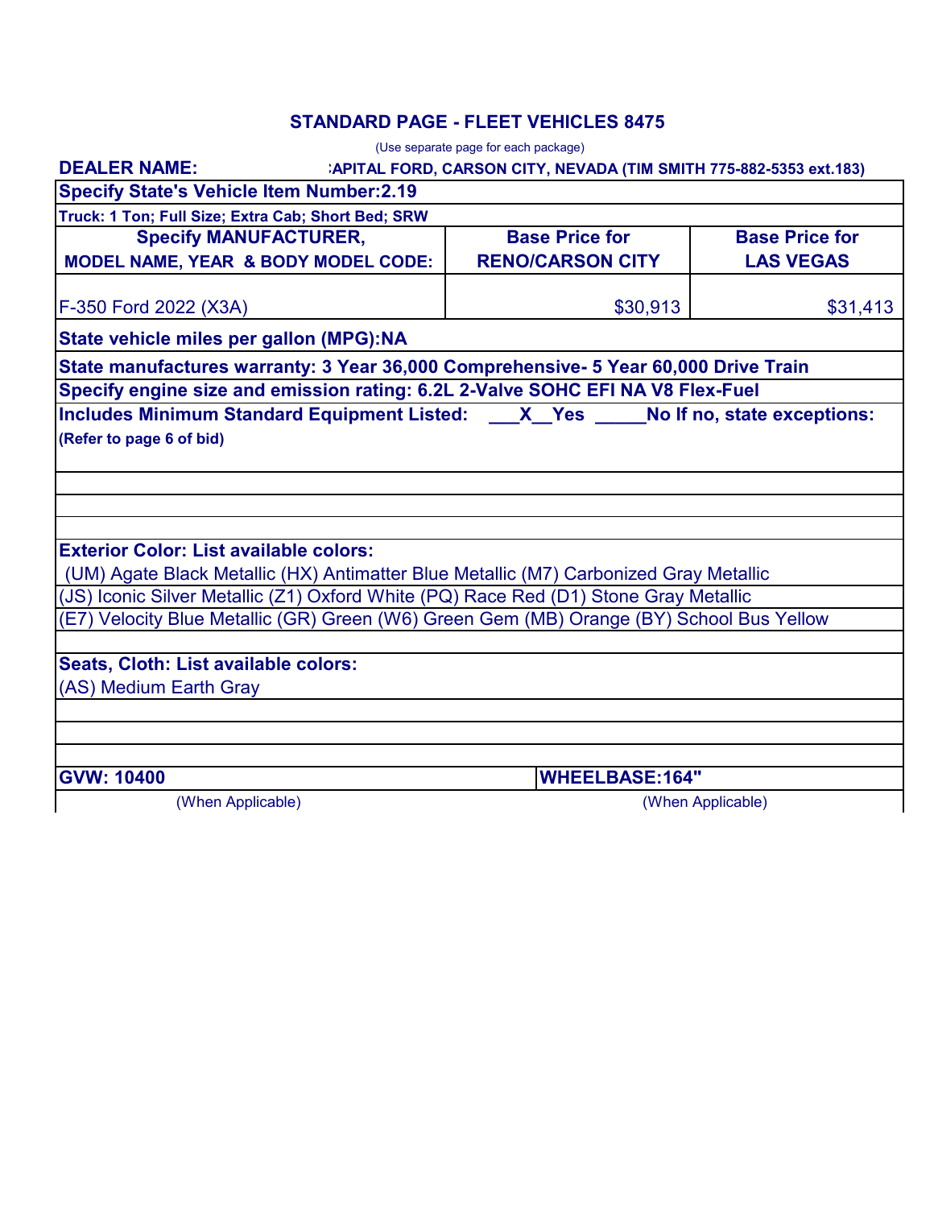## STANDARD PAGE - FLEET VEHICLES 8475

(Use separate page for each package)

**DEALER NAME:** :APITAL FORD, CARSON CITY, NEVADA (TIM SMITH 775-882-5353 ext.183)

**Specify State's Vehicle Item Number:2.19**

**Truck: 1 Ton; Full Size; Extra Cab; Short Bed; SRW**

| Specify MANUFACTURER, MODEL NAME, YEAR & BODY MODEL CODE: | Base Price for RENO/CARSON CITY | Base Price for LAS VEGAS |
|---|---|---|
| F-350 Ford 2022 (X3A) | $30,913 | $31,413 |

**State vehicle miles per gallon (MPG):NA**

**State manufactures warranty: 3 Year 36,000 Comprehensive- 5 Year 60,000 Drive Train**

**Specify engine size and emission rating: 6.2L 2-Valve SOHC EFI NA V8 Flex-Fuel**

**Includes Minimum Standard Equipment Listed: \_\_\_X\_\_Yes \_\_\_\_\_No If no, state exceptions:**

**(Refer to page 6 of bid)**

**Exterior Color: List available colors:**

(UM) Agate Black Metallic (HX) Antimatter Blue Metallic (M7) Carbonized Gray Metallic

(JS) Iconic Silver Metallic (Z1) Oxford White (PQ) Race Red (D1) Stone Gray Metallic

(E7) Velocity Blue Metallic (GR) Green (W6) Green Gem (MB) Orange (BY) School Bus Yellow

**Seats, Cloth: List available colors:**

(AS) Medium Earth Gray

| GVW: 10400 | WHEELBASE:164" |
|---|---|
| (When Applicable) | (When Applicable) |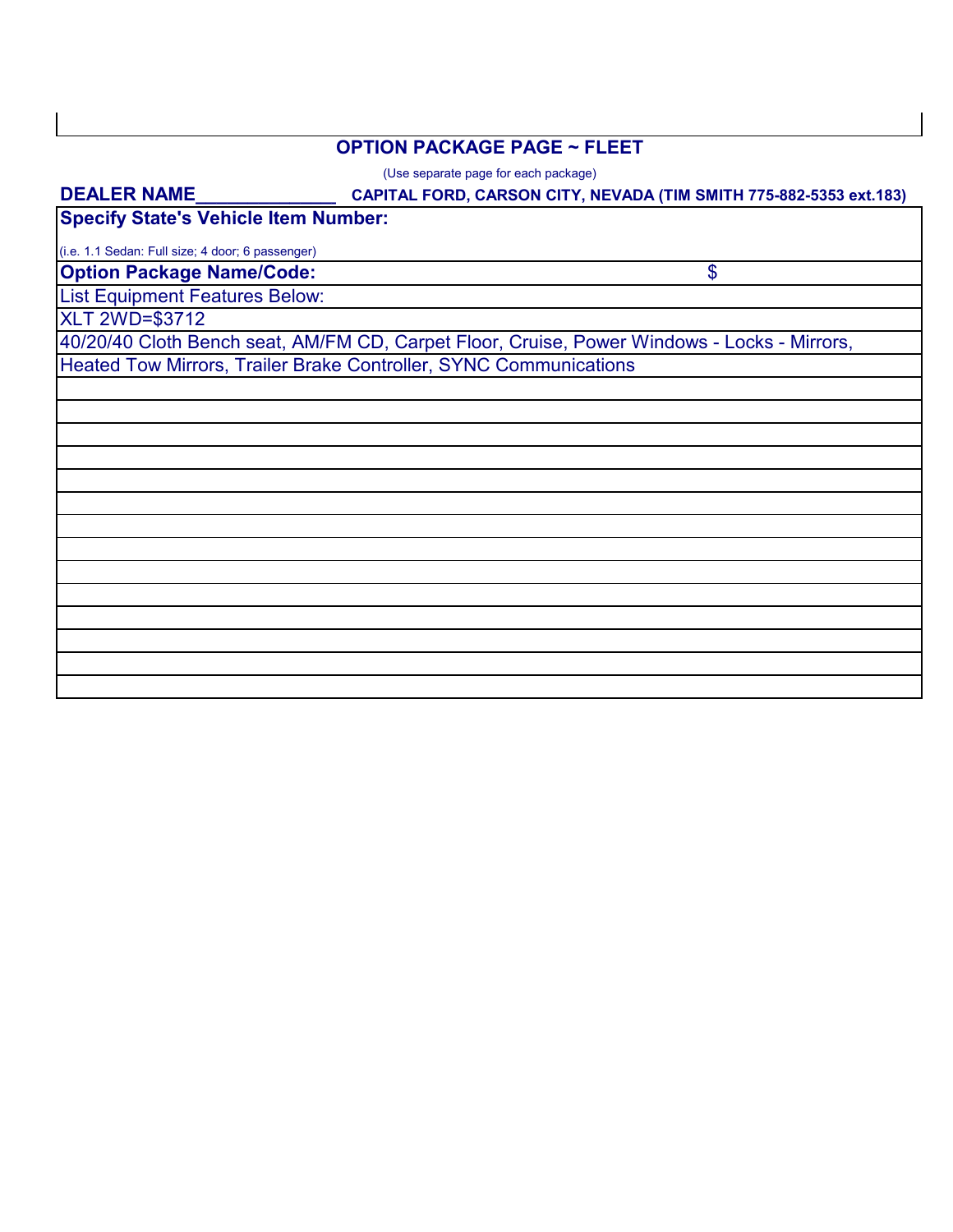## OPTION PACKAGE PAGE ~ FLEET

(Use separate page for each package)

**DEALER NAME_____________** **CAPITAL FORD, CARSON CITY, NEVADA (TIM SMITH 775-882-5353 ext.183)**

| **Specify State's Vehicle Item Number:** | |
|---|---|
| (i.e. 1.1 Sedan: Full size; 4 door; 6 passenger) | |
| **Option Package Name/Code:** | $ |
| List Equipment Features Below: | |
| XLT 2WD=$3712 | |
| 40/20/40 Cloth Bench seat, AM/FM CD, Carpet Floor, Cruise, Power Windows - Locks - Mirrors, | |
| Heated Tow Mirrors, Trailer Brake Controller, SYNC Communications | |
| | |
| | |
| | |
| | |
| | |
| | |
| | |
| | |
| | |
| | |
| | |
| | |
| | |
| | |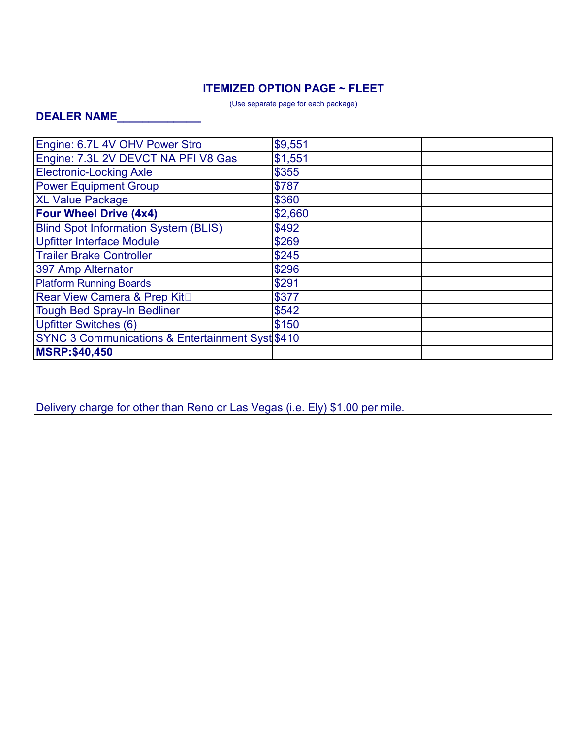## ITEMIZED OPTION PAGE ~ FLEET

(Use separate page for each package)

**DEALER NAME_____________**

| | | |
|---|---|---|
| Engine: 6.7L 4V OHV Power Stro | $9,551 | |
| Engine: 7.3L 2V DEVCT NA PFI V8 Gas | $1,551 | |
| Electronic-Locking Axle | $355 | |
| Power Equipment Group | $787 | |
| XL Value Package | $360 | |
| **Four Wheel Drive (4x4)** | $2,660 | |
| Blind Spot Information System (BLIS) | $492 | |
| Upfitter Interface Module | $269 | |
| Trailer Brake Controller | $245 | |
| 397 Amp Alternator | $296 | |
| Platform Running Boards | $291 | |
| Rear View Camera & Prep Kit | $377 | |
| Tough Bed Spray-In Bedliner | $542 | |
| Upfitter Switches (6) | $150 | |
| SYNC 3 Communications & Entertainment Syst | $410 | |
| **MSRP:$40,450** | | |

Delivery charge for other than Reno or Las Vegas (i.e. Ely) $1.00 per mile.